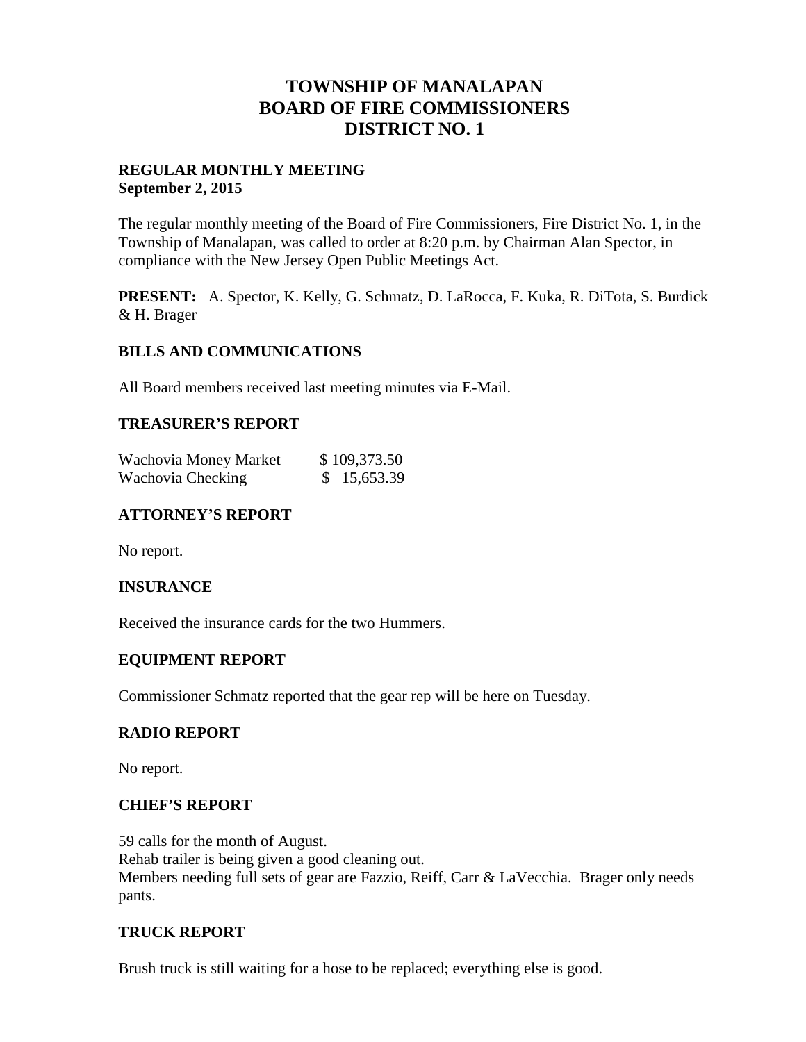# TOWNSHIP OF MANALAPAN
# BOARD OF FIRE COMMISSIONERS
# DISTRICT NO. 1

**REGULAR MONTHLY MEETING**
**September 2, 2015**

The regular monthly meeting of the Board of Fire Commissioners, Fire District No. 1, in the Township of Manalapan, was called to order at 8:20 p.m. by Chairman Alan Spector, in compliance with the New Jersey Open Public Meetings Act.

**PRESENT:** A. Spector, K. Kelly, G. Schmatz, D. LaRocca, F. Kuka, R. DiTota, S. Burdick & H. Brager

## BILLS AND COMMUNICATIONS

All Board members received last meeting minutes via E-Mail.

## TREASURER'S REPORT

| | |
|---|---|
| Wachovia Money Market | $ 109,373.50 |
| Wachovia Checking | $ 15,653.39 |

## ATTORNEY'S REPORT

No report.

## INSURANCE

Received the insurance cards for the two Hummers.

## EQUIPMENT REPORT

Commissioner Schmatz reported that the gear rep will be here on Tuesday.

## RADIO REPORT

No report.

## CHIEF'S REPORT

59 calls for the month of August.
Rehab trailer is being given a good cleaning out.
Members needing full sets of gear are Fazzio, Reiff, Carr & LaVecchia. Brager only needs pants.

## TRUCK REPORT

Brush truck is still waiting for a hose to be replaced; everything else is good.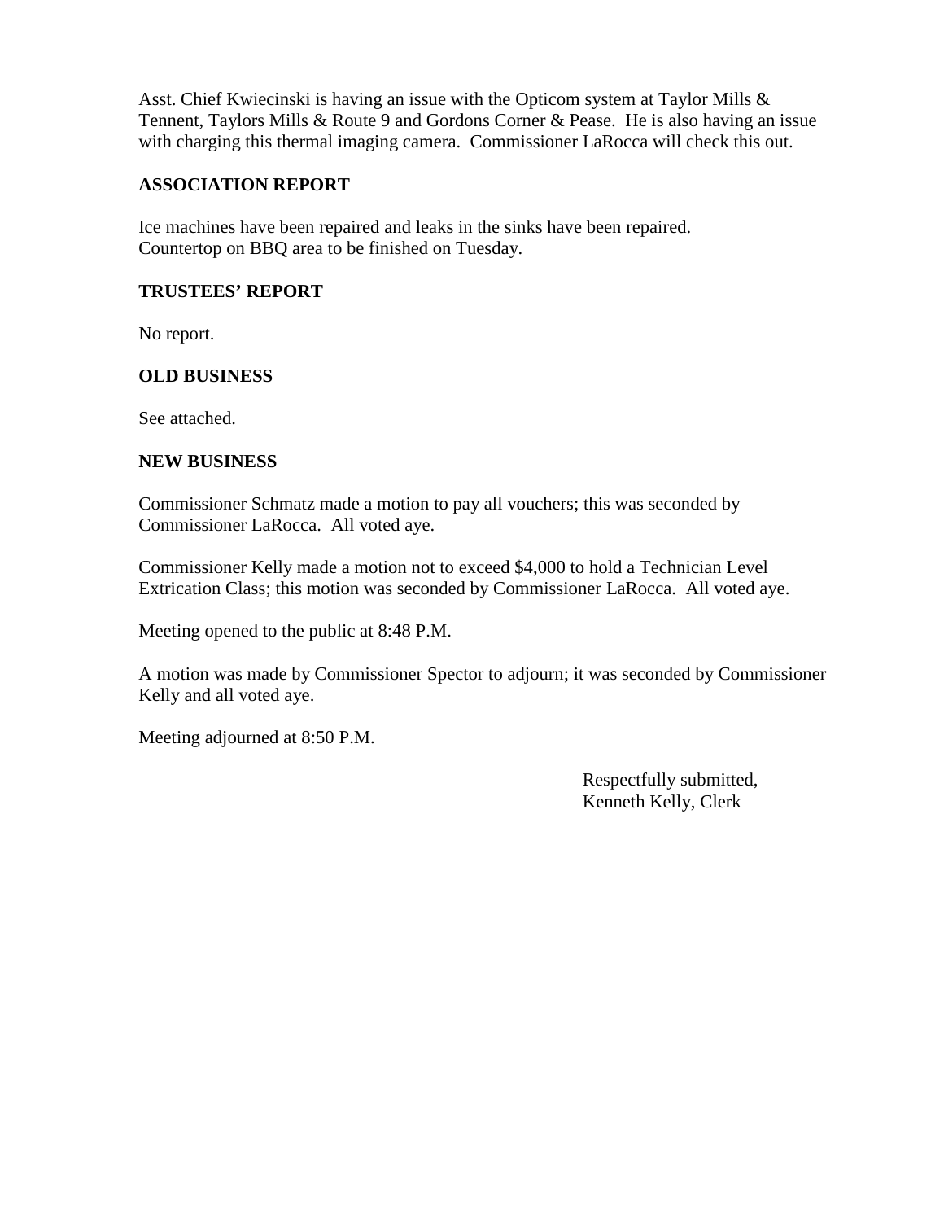Asst. Chief Kwiecinski is having an issue with the Opticom system at Taylor Mills & Tennent, Taylors Mills & Route 9 and Gordons Corner & Pease. He is also having an issue with charging this thermal imaging camera. Commissioner LaRocca will check this out.

**ASSOCIATION REPORT**

Ice machines have been repaired and leaks in the sinks have been repaired.
Countertop on BBQ area to be finished on Tuesday.

**TRUSTEES' REPORT**

No report.

**OLD BUSINESS**

See attached.

**NEW BUSINESS**

Commissioner Schmatz made a motion to pay all vouchers; this was seconded by Commissioner LaRocca. All voted aye.

Commissioner Kelly made a motion not to exceed $4,000 to hold a Technician Level Extrication Class; this motion was seconded by Commissioner LaRocca. All voted aye.

Meeting opened to the public at 8:48 P.M.

A motion was made by Commissioner Spector to adjourn; it was seconded by Commissioner Kelly and all voted aye.

Meeting adjourned at 8:50 P.M.

Respectfully submitted,
Kenneth Kelly, Clerk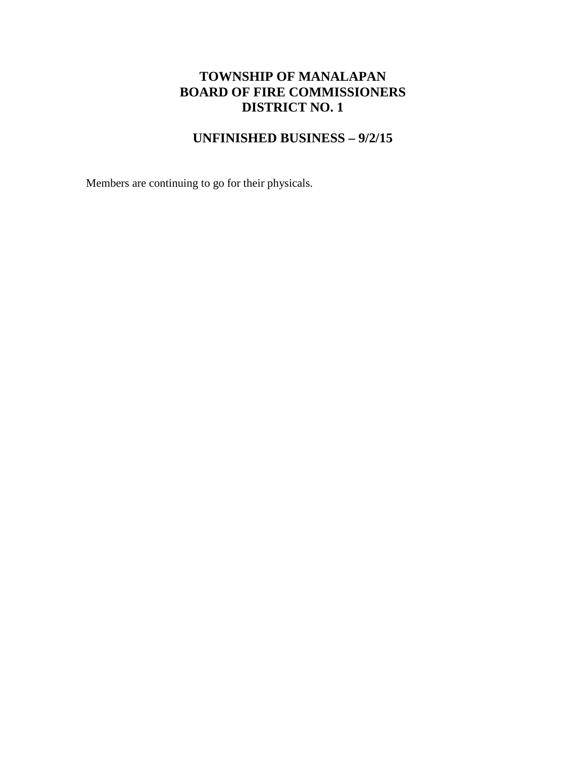# TOWNSHIP OF MANALAPAN
# BOARD OF FIRE COMMISSIONERS
# DISTRICT NO. 1

## UNFINISHED BUSINESS – 9/2/15

Members are continuing to go for their physicals.